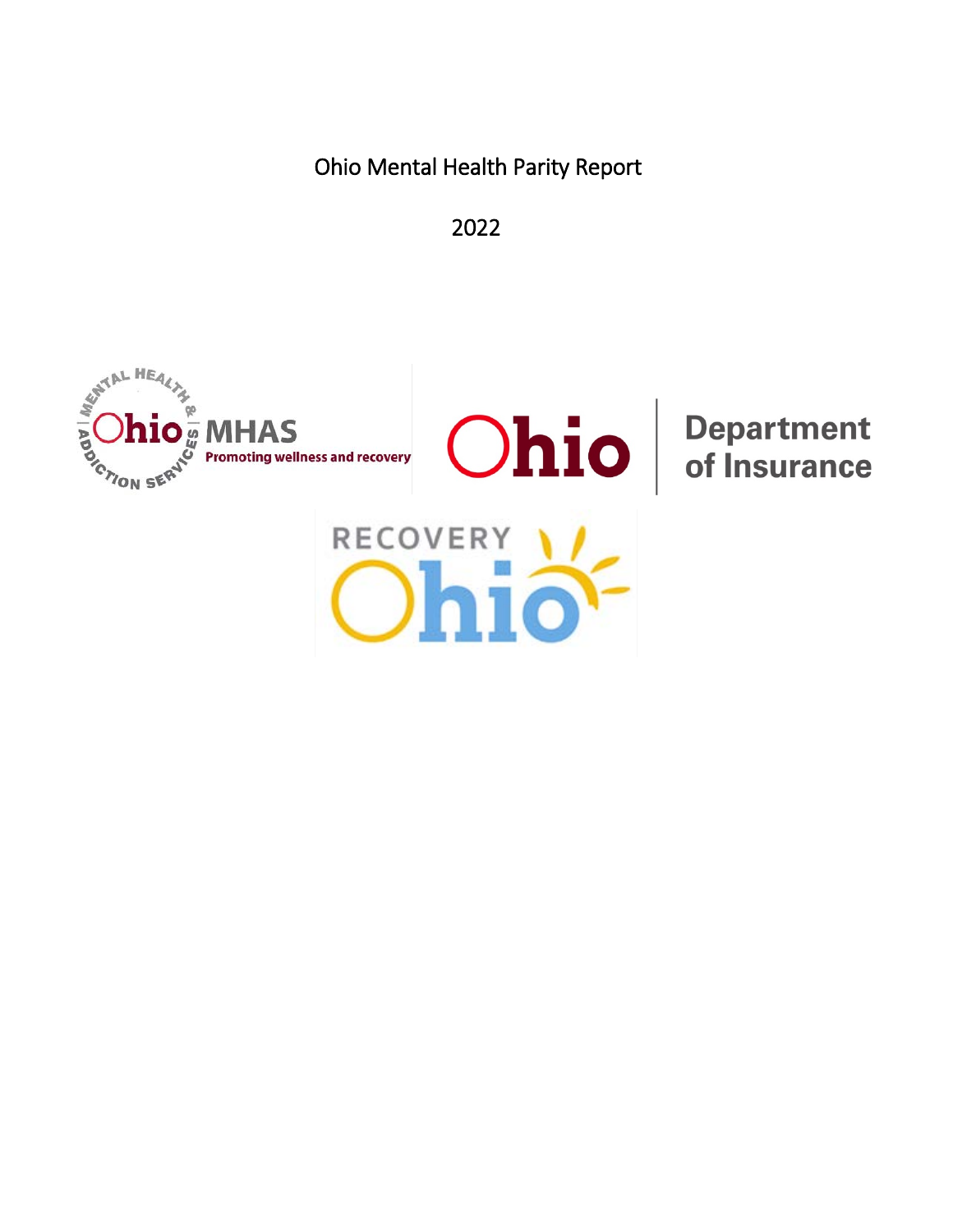# Ohio Mental Health Parity Report

2022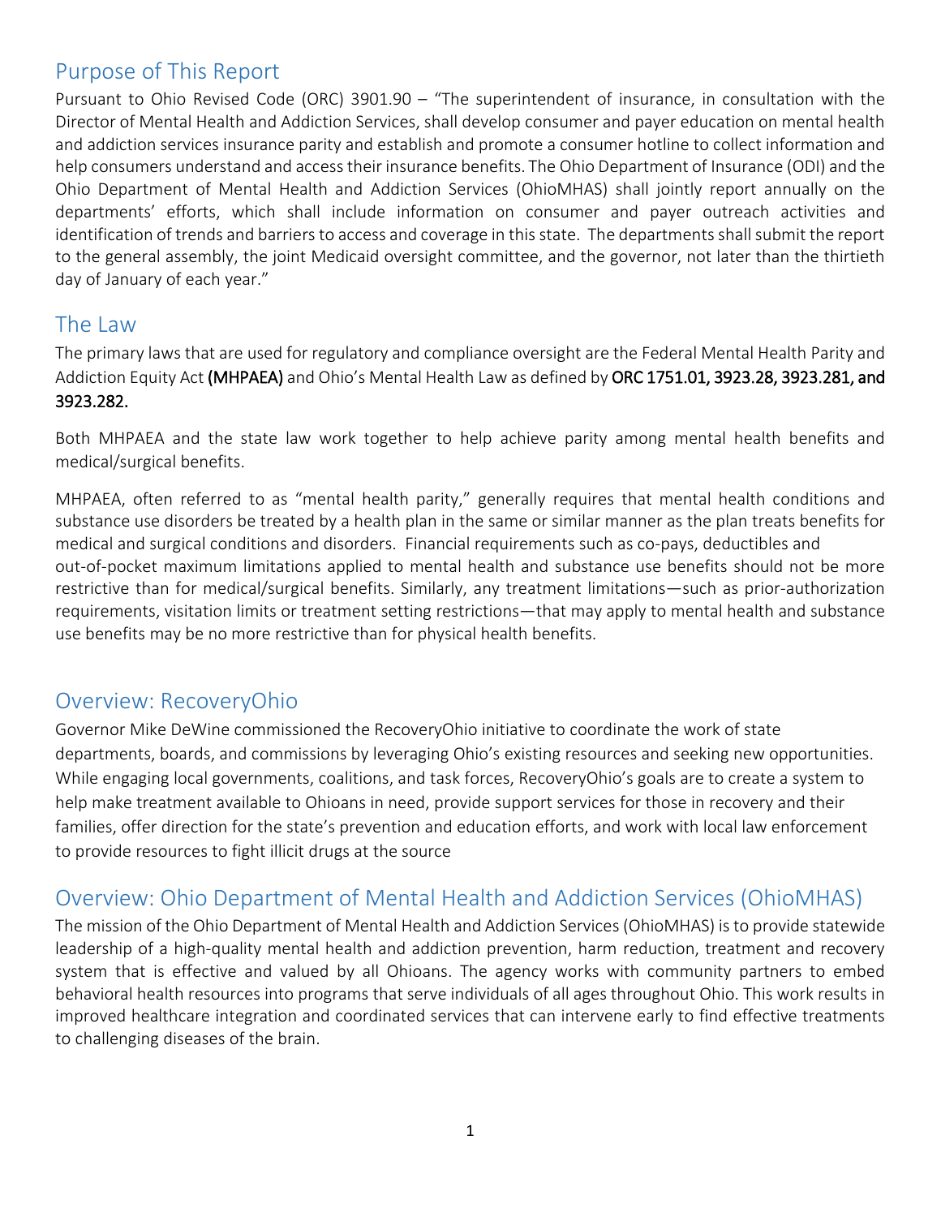## Purpose of This Report

Pursuant to Ohio Revised Code (ORC) 3901.90 – "The superintendent of insurance, in consultation with the Director of Mental Health and Addiction Services, shall develop consumer and payer education on mental health and addiction services insurance parity and establish and promote a consumer hotline to collect information and help consumers understand and access their insurance benefits. The Ohio Department of Insurance (ODI) and the Ohio Department of Mental Health and Addiction Services (OhioMHAS) shall jointly report annually on the departments' efforts, which shall include information on consumer and payer outreach activities and identification of trends and barriers to access and coverage in this state. The departments shall submit the report to the general assembly, the joint Medicaid oversight committee, and the governor, not later than the thirtieth day of January of each year."

## The Law

The primary laws that are used for regulatory and compliance oversight are the Federal Mental Health Parity and Addiction Equity Act **(MHPAEA)** and Ohio's Mental Health Law as defined by **ORC 1751.01, 3923.28, 3923.281, and 3923.282.**

Both MHPAEA and the state law work together to help achieve parity among mental health benefits and medical/surgical benefits.

MHPAEA, often referred to as "mental health parity," generally requires that mental health conditions and substance use disorders be treated by a health plan in the same or similar manner as the plan treats benefits for medical and surgical conditions and disorders. Financial requirements such as co-pays, deductibles and out-of-pocket maximum limitations applied to mental health and substance use benefits should not be more restrictive than for medical/surgical benefits. Similarly, any treatment limitations—such as prior-authorization requirements, visitation limits or treatment setting restrictions—that may apply to mental health and substance use benefits may be no more restrictive than for physical health benefits.

## Overview: RecoveryOhio

Governor Mike DeWine commissioned the RecoveryOhio initiative to coordinate the work of state departments, boards, and commissions by leveraging Ohio's existing resources and seeking new opportunities. While engaging local governments, coalitions, and task forces, RecoveryOhio's goals are to create a system to help make treatment available to Ohioans in need, provide support services for those in recovery and their families, offer direction for the state's prevention and education efforts, and work with local law enforcement to provide resources to fight illicit drugs at the source

## Overview: Ohio Department of Mental Health and Addiction Services (OhioMHAS)

The mission of the Ohio Department of Mental Health and Addiction Services (OhioMHAS) is to provide statewide leadership of a high-quality mental health and addiction prevention, harm reduction, treatment and recovery system that is effective and valued by all Ohioans. The agency works with community partners to embed behavioral health resources into programs that serve individuals of all ages throughout Ohio. This work results in improved healthcare integration and coordinated services that can intervene early to find effective treatments to challenging diseases of the brain.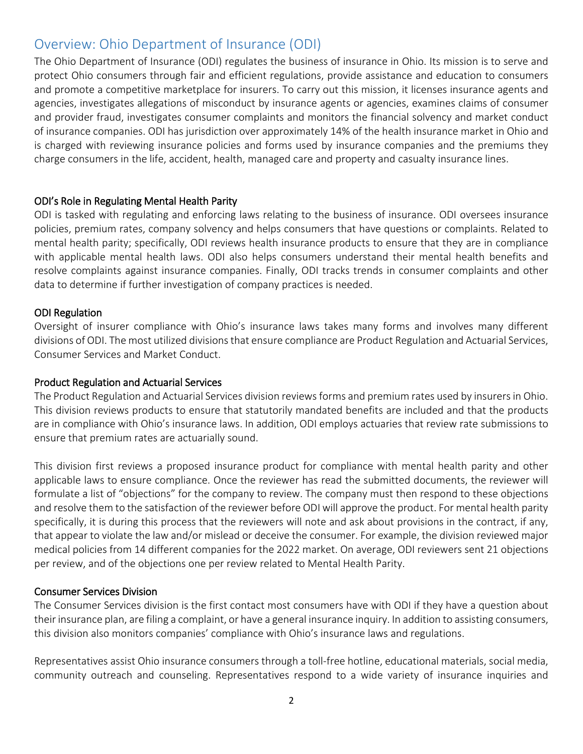## Overview: Ohio Department of Insurance (ODI)

The Ohio Department of Insurance (ODI) regulates the business of insurance in Ohio. Its mission is to serve and protect Ohio consumers through fair and efficient regulations, provide assistance and education to consumers and promote a competitive marketplace for insurers. To carry out this mission, it licenses insurance agents and agencies, investigates allegations of misconduct by insurance agents or agencies, examines claims of consumer and provider fraud, investigates consumer complaints and monitors the financial solvency and market conduct of insurance companies. ODI has jurisdiction over approximately 14% of the health insurance market in Ohio and is charged with reviewing insurance policies and forms used by insurance companies and the premiums they charge consumers in the life, accident, health, managed care and property and casualty insurance lines.

### ODI's Role in Regulating Mental Health Parity

ODI is tasked with regulating and enforcing laws relating to the business of insurance. ODI oversees insurance policies, premium rates, company solvency and helps consumers that have questions or complaints. Related to mental health parity; specifically, ODI reviews health insurance products to ensure that they are in compliance with applicable mental health laws. ODI also helps consumers understand their mental health benefits and resolve complaints against insurance companies. Finally, ODI tracks trends in consumer complaints and other data to determine if further investigation of company practices is needed.

### ODI Regulation

Oversight of insurer compliance with Ohio's insurance laws takes many forms and involves many different divisions of ODI. The most utilized divisions that ensure compliance are Product Regulation and Actuarial Services, Consumer Services and Market Conduct.

### Product Regulation and Actuarial Services

The Product Regulation and Actuarial Services division reviews forms and premium rates used by insurers in Ohio. This division reviews products to ensure that statutorily mandated benefits are included and that the products are in compliance with Ohio's insurance laws. In addition, ODI employs actuaries that review rate submissions to ensure that premium rates are actuarially sound.

This division first reviews a proposed insurance product for compliance with mental health parity and other applicable laws to ensure compliance. Once the reviewer has read the submitted documents, the reviewer will formulate a list of "objections" for the company to review. The company must then respond to these objections and resolve them to the satisfaction of the reviewer before ODI will approve the product. For mental health parity specifically, it is during this process that the reviewers will note and ask about provisions in the contract, if any, that appear to violate the law and/or mislead or deceive the consumer. For example, the division reviewed major medical policies from 14 different companies for the 2022 market. On average, ODI reviewers sent 21 objections per review, and of the objections one per review related to Mental Health Parity.

### Consumer Services Division

The Consumer Services division is the first contact most consumers have with ODI if they have a question about their insurance plan, are filing a complaint, or have a general insurance inquiry. In addition to assisting consumers, this division also monitors companies' compliance with Ohio's insurance laws and regulations.

Representatives assist Ohio insurance consumers through a toll-free hotline, educational materials, social media, community outreach and counseling. Representatives respond to a wide variety of insurance inquiries and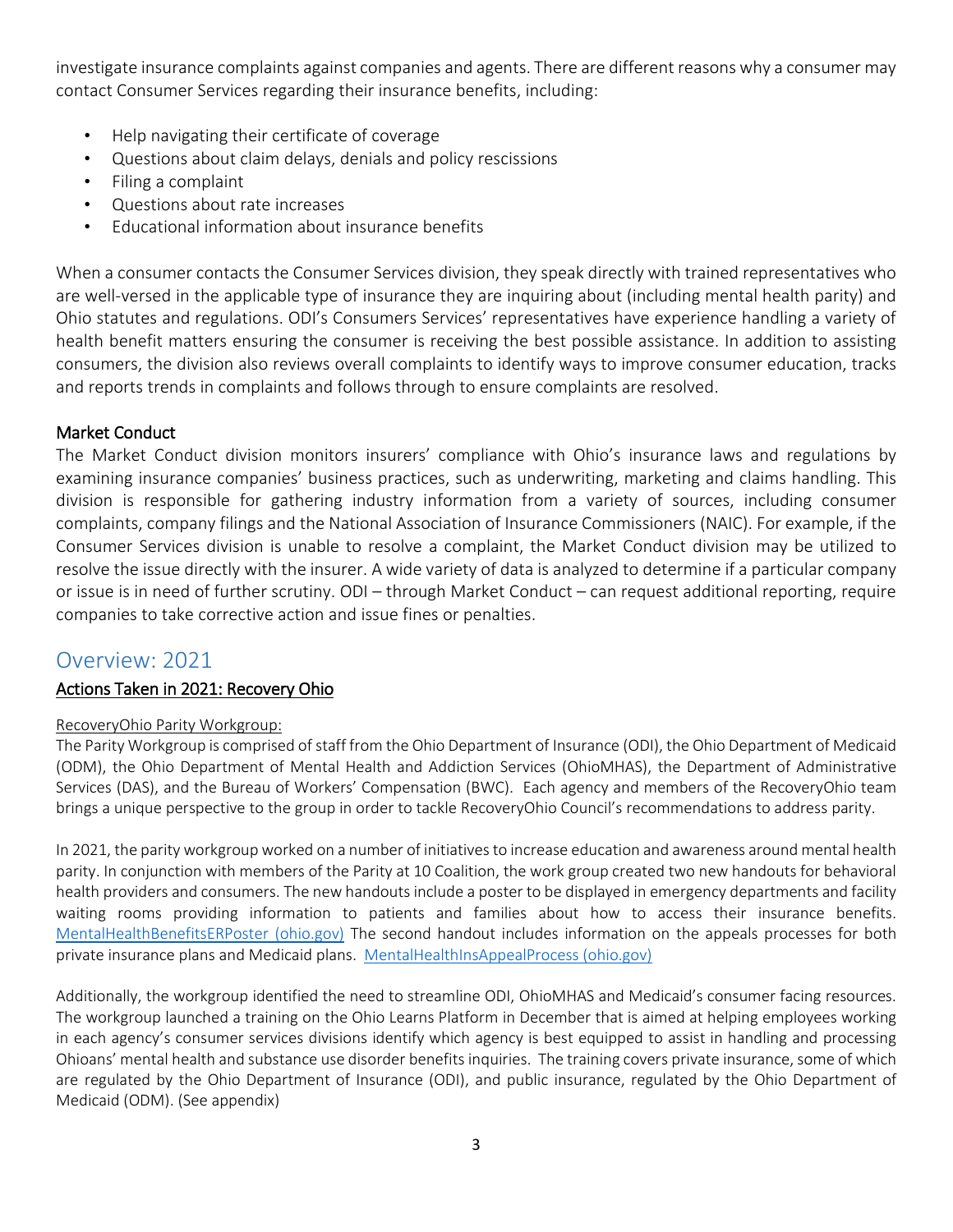investigate insurance complaints against companies and agents. There are different reasons why a consumer may contact Consumer Services regarding their insurance benefits, including:

- Help navigating their certificate of coverage
- Questions about claim delays, denials and policy rescissions
- Filing a complaint
- Questions about rate increases
- Educational information about insurance benefits

When a consumer contacts the Consumer Services division, they speak directly with trained representatives who are well-versed in the applicable type of insurance they are inquiring about (including mental health parity) and Ohio statutes and regulations. ODI's Consumers Services' representatives have experience handling a variety of health benefit matters ensuring the consumer is receiving the best possible assistance. In addition to assisting consumers, the division also reviews overall complaints to identify ways to improve consumer education, tracks and reports trends in complaints and follows through to ensure complaints are resolved.

### Market Conduct

The Market Conduct division monitors insurers' compliance with Ohio's insurance laws and regulations by examining insurance companies' business practices, such as underwriting, marketing and claims handling. This division is responsible for gathering industry information from a variety of sources, including consumer complaints, company filings and the National Association of Insurance Commissioners (NAIC). For example, if the Consumer Services division is unable to resolve a complaint, the Market Conduct division may be utilized to resolve the issue directly with the insurer. A wide variety of data is analyzed to determine if a particular company or issue is in need of further scrutiny. ODI – through Market Conduct – can request additional reporting, require companies to take corrective action and issue fines or penalties.

## Overview: 2021

### Actions Taken in 2021: Recovery Ohio

#### RecoveryOhio Parity Workgroup:

The Parity Workgroup is comprised of staff from the Ohio Department of Insurance (ODI), the Ohio Department of Medicaid (ODM), the Ohio Department of Mental Health and Addiction Services (OhioMHAS), the Department of Administrative Services (DAS), and the Bureau of Workers' Compensation (BWC). Each agency and members of the RecoveryOhio team brings a unique perspective to the group in order to tackle RecoveryOhio Council's recommendations to address parity.

In 2021, the parity workgroup worked on a number of initiatives to increase education and awareness around mental health parity. In conjunction with members of the Parity at 10 Coalition, the work group created two new handouts for behavioral health providers and consumers. The new handouts include a poster to be displayed in emergency departments and facility waiting rooms providing information to patients and families about how to access their insurance benefits. [MentalHealthBenefitsERPoster (ohio.gov)] The second handout includes information on the appeals processes for both private insurance plans and Medicaid plans. [MentalHealthInsAppealProcess (ohio.gov)]

Additionally, the workgroup identified the need to streamline ODI, OhioMHAS and Medicaid's consumer facing resources. The workgroup launched a training on the Ohio Learns Platform in December that is aimed at helping employees working in each agency's consumer services divisions identify which agency is best equipped to assist in handling and processing Ohioans' mental health and substance use disorder benefits inquiries. The training covers private insurance, some of which are regulated by the Ohio Department of Insurance (ODI), and public insurance, regulated by the Ohio Department of Medicaid (ODM). (See appendix)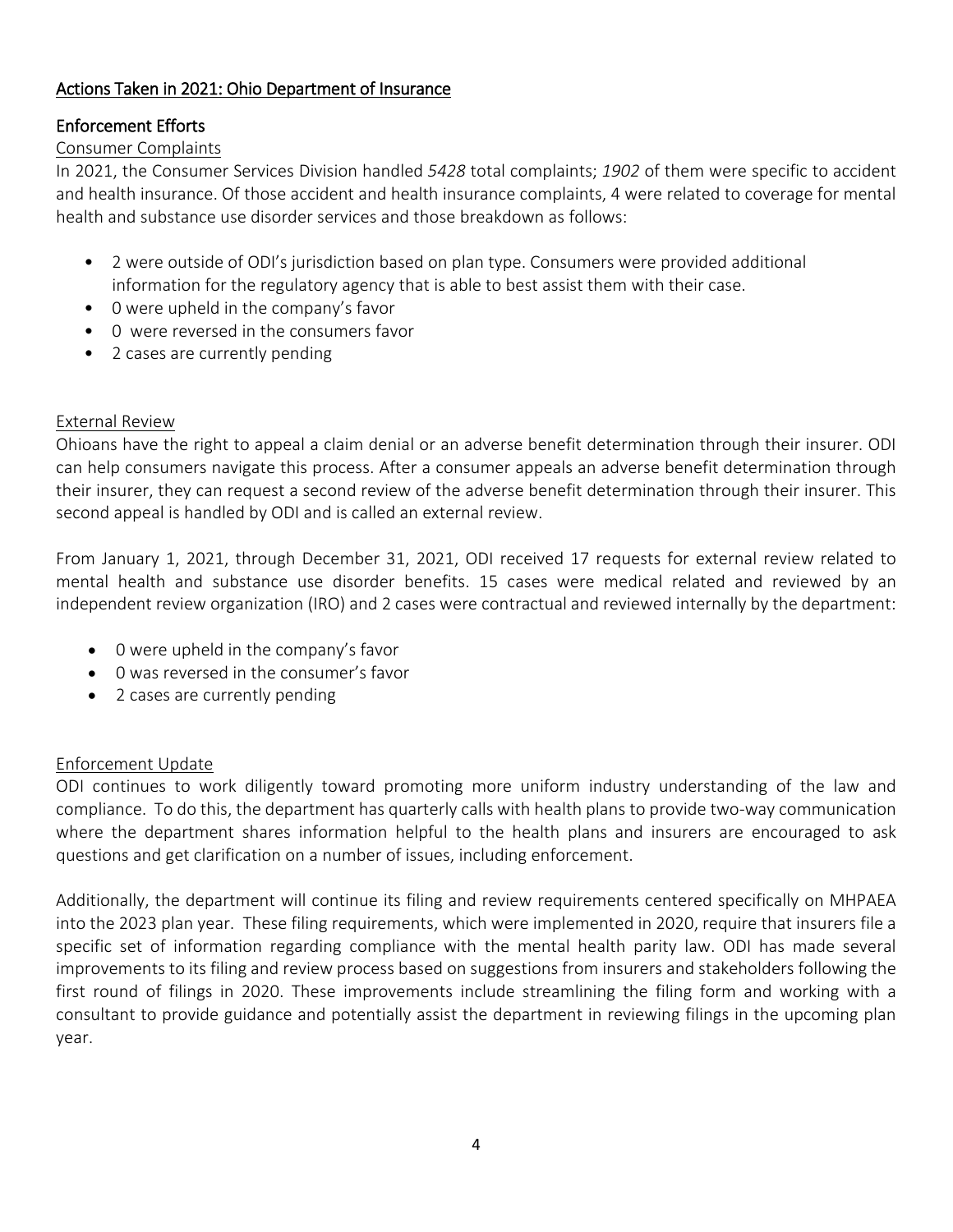## Actions Taken in 2021: Ohio Department of Insurance

### Enforcement Efforts

#### Consumer Complaints

In 2021, the Consumer Services Division handled *5428* total complaints; *1902* of them were specific to accident and health insurance. Of those accident and health insurance complaints, 4 were related to coverage for mental health and substance use disorder services and those breakdown as follows:

- 2 were outside of ODI's jurisdiction based on plan type. Consumers were provided additional information for the regulatory agency that is able to best assist them with their case.
- 0 were upheld in the company's favor
- 0 were reversed in the consumers favor
- 2 cases are currently pending

#### External Review

Ohioans have the right to appeal a claim denial or an adverse benefit determination through their insurer. ODI can help consumers navigate this process. After a consumer appeals an adverse benefit determination through their insurer, they can request a second review of the adverse benefit determination through their insurer. This second appeal is handled by ODI and is called an external review.

From January 1, 2021, through December 31, 2021, ODI received 17 requests for external review related to mental health and substance use disorder benefits. 15 cases were medical related and reviewed by an independent review organization (IRO) and 2 cases were contractual and reviewed internally by the department:

- 0 were upheld in the company's favor
- 0 was reversed in the consumer's favor
- 2 cases are currently pending

#### Enforcement Update

ODI continues to work diligently toward promoting more uniform industry understanding of the law and compliance. To do this, the department has quarterly calls with health plans to provide two-way communication where the department shares information helpful to the health plans and insurers are encouraged to ask questions and get clarification on a number of issues, including enforcement.

Additionally, the department will continue its filing and review requirements centered specifically on MHPAEA into the 2023 plan year. These filing requirements, which were implemented in 2020, require that insurers file a specific set of information regarding compliance with the mental health parity law. ODI has made several improvements to its filing and review process based on suggestions from insurers and stakeholders following the first round of filings in 2020. These improvements include streamlining the filing form and working with a consultant to provide guidance and potentially assist the department in reviewing filings in the upcoming plan year.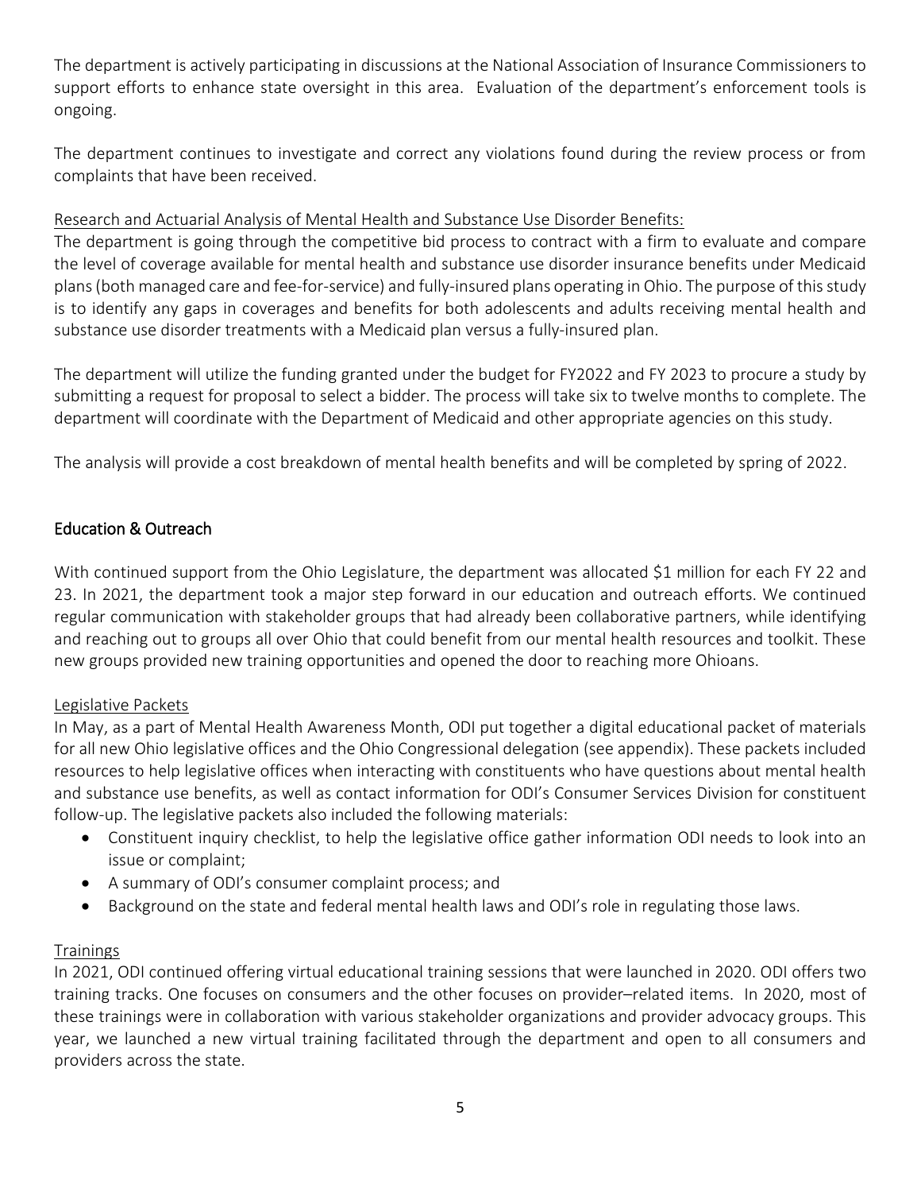The department is actively participating in discussions at the National Association of Insurance Commissioners to support efforts to enhance state oversight in this area. Evaluation of the department's enforcement tools is ongoing.

The department continues to investigate and correct any violations found during the review process or from complaints that have been received.

Research and Actuarial Analysis of Mental Health and Substance Use Disorder Benefits:

The department is going through the competitive bid process to contract with a firm to evaluate and compare the level of coverage available for mental health and substance use disorder insurance benefits under Medicaid plans (both managed care and fee-for-service) and fully-insured plans operating in Ohio. The purpose of this study is to identify any gaps in coverages and benefits for both adolescents and adults receiving mental health and substance use disorder treatments with a Medicaid plan versus a fully-insured plan.

The department will utilize the funding granted under the budget for FY2022 and FY 2023 to procure a study by submitting a request for proposal to select a bidder. The process will take six to twelve months to complete. The department will coordinate with the Department of Medicaid and other appropriate agencies on this study.

The analysis will provide a cost breakdown of mental health benefits and will be completed by spring of 2022.

## Education & Outreach

With continued support from the Ohio Legislature, the department was allocated $1 million for each FY 22 and 23. In 2021, the department took a major step forward in our education and outreach efforts. We continued regular communication with stakeholder groups that had already been collaborative partners, while identifying and reaching out to groups all over Ohio that could benefit from our mental health resources and toolkit. These new groups provided new training opportunities and opened the door to reaching more Ohioans.

### Legislative Packets

In May, as a part of Mental Health Awareness Month, ODI put together a digital educational packet of materials for all new Ohio legislative offices and the Ohio Congressional delegation (see appendix). These packets included resources to help legislative offices when interacting with constituents who have questions about mental health and substance use benefits, as well as contact information for ODI's Consumer Services Division for constituent follow-up. The legislative packets also included the following materials:

- Constituent inquiry checklist, to help the legislative office gather information ODI needs to look into an issue or complaint;
- A summary of ODI's consumer complaint process; and
- Background on the state and federal mental health laws and ODI's role in regulating those laws.

### Trainings

In 2021, ODI continued offering virtual educational training sessions that were launched in 2020. ODI offers two training tracks. One focuses on consumers and the other focuses on provider–related items. In 2020, most of these trainings were in collaboration with various stakeholder organizations and provider advocacy groups. This year, we launched a new virtual training facilitated through the department and open to all consumers and providers across the state.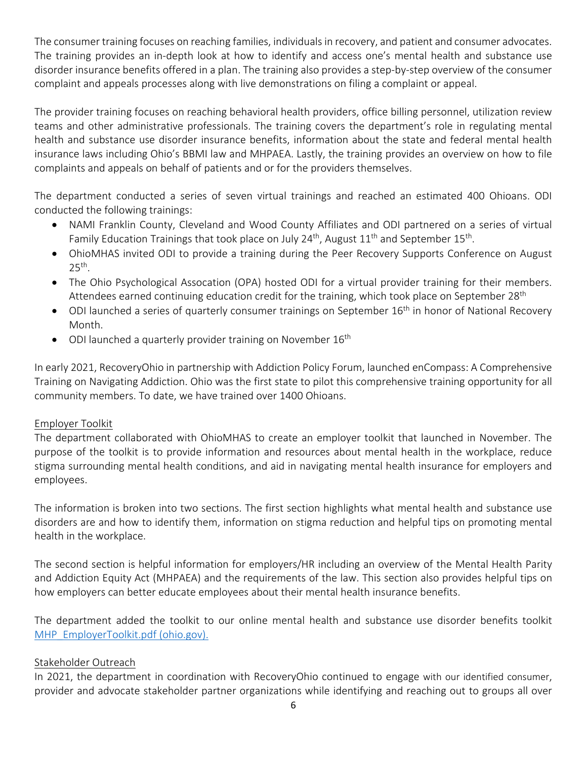The consumer training focuses on reaching families, individuals in recovery, and patient and consumer advocates. The training provides an in-depth look at how to identify and access one's mental health and substance use disorder insurance benefits offered in a plan. The training also provides a step-by-step overview of the consumer complaint and appeals processes along with live demonstrations on filing a complaint or appeal.

The provider training focuses on reaching behavioral health providers, office billing personnel, utilization review teams and other administrative professionals. The training covers the department's role in regulating mental health and substance use disorder insurance benefits, information about the state and federal mental health insurance laws including Ohio's BBMI law and MHPAEA. Lastly, the training provides an overview on how to file complaints and appeals on behalf of patients and or for the providers themselves.

The department conducted a series of seven virtual trainings and reached an estimated 400 Ohioans. ODI conducted the following trainings:

- NAMI Franklin County, Cleveland and Wood County Affiliates and ODI partnered on a series of virtual Family Education Trainings that took place on July 24th, August 11th and September 15th.
- OhioMHAS invited ODI to provide a training during the Peer Recovery Supports Conference on August 25th.
- The Ohio Psychological Assocation (OPA) hosted ODI for a virtual provider training for their members. Attendees earned continuing education credit for the training, which took place on September 28th
- ODI launched a series of quarterly consumer trainings on September 16th in honor of National Recovery Month.
- ODI launched a quarterly provider training on November 16th

In early 2021, RecoveryOhio in partnership with Addiction Policy Forum, launched enCompass: A Comprehensive Training on Navigating Addiction. Ohio was the first state to pilot this comprehensive training opportunity for all community members. To date, we have trained over 1400 Ohioans.

Employer Toolkit

The department collaborated with OhioMHAS to create an employer toolkit that launched in November. The purpose of the toolkit is to provide information and resources about mental health in the workplace, reduce stigma surrounding mental health conditions, and aid in navigating mental health insurance for employers and employees.

The information is broken into two sections. The first section highlights what mental health and substance use disorders are and how to identify them, information on stigma reduction and helpful tips on promoting mental health in the workplace.

The second section is helpful information for employers/HR including an overview of the Mental Health Parity and Addiction Equity Act (MHPAEA) and the requirements of the law. This section also provides helpful tips on how employers can better educate employees about their mental health insurance benefits.

The department added the toolkit to our online mental health and substance use disorder benefits toolkit MHP_EmployerToolkit.pdf (ohio.gov).

Stakeholder Outreach

In 2021, the department in coordination with RecoveryOhio continued to engage with our identified consumer, provider and advocate stakeholder partner organizations while identifying and reaching out to groups all over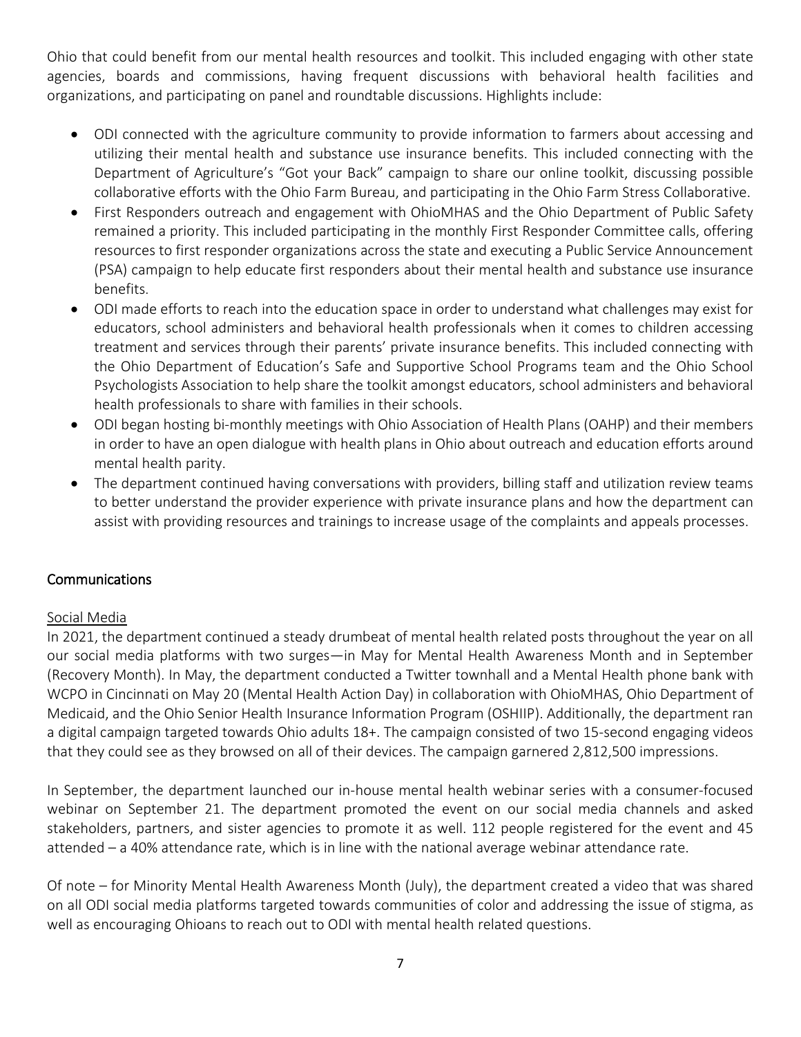Ohio that could benefit from our mental health resources and toolkit. This included engaging with other state agencies, boards and commissions, having frequent discussions with behavioral health facilities and organizations, and participating on panel and roundtable discussions. Highlights include:

- ODI connected with the agriculture community to provide information to farmers about accessing and utilizing their mental health and substance use insurance benefits. This included connecting with the Department of Agriculture's "Got your Back" campaign to share our online toolkit, discussing possible collaborative efforts with the Ohio Farm Bureau, and participating in the Ohio Farm Stress Collaborative.
- First Responders outreach and engagement with OhioMHAS and the Ohio Department of Public Safety remained a priority. This included participating in the monthly First Responder Committee calls, offering resources to first responder organizations across the state and executing a Public Service Announcement (PSA) campaign to help educate first responders about their mental health and substance use insurance benefits.
- ODI made efforts to reach into the education space in order to understand what challenges may exist for educators, school administers and behavioral health professionals when it comes to children accessing treatment and services through their parents' private insurance benefits. This included connecting with the Ohio Department of Education's Safe and Supportive School Programs team and the Ohio School Psychologists Association to help share the toolkit amongst educators, school administers and behavioral health professionals to share with families in their schools.
- ODI began hosting bi-monthly meetings with Ohio Association of Health Plans (OAHP) and their members in order to have an open dialogue with health plans in Ohio about outreach and education efforts around mental health parity.
- The department continued having conversations with providers, billing staff and utilization review teams to better understand the provider experience with private insurance plans and how the department can assist with providing resources and trainings to increase usage of the complaints and appeals processes.

## Communications

### Social Media

In 2021, the department continued a steady drumbeat of mental health related posts throughout the year on all our social media platforms with two surges—in May for Mental Health Awareness Month and in September (Recovery Month). In May, the department conducted a Twitter townhall and a Mental Health phone bank with WCPO in Cincinnati on May 20 (Mental Health Action Day) in collaboration with OhioMHAS, Ohio Department of Medicaid, and the Ohio Senior Health Insurance Information Program (OSHIIP). Additionally, the department ran a digital campaign targeted towards Ohio adults 18+. The campaign consisted of two 15-second engaging videos that they could see as they browsed on all of their devices. The campaign garnered 2,812,500 impressions.

In September, the department launched our in-house mental health webinar series with a consumer-focused webinar on September 21. The department promoted the event on our social media channels and asked stakeholders, partners, and sister agencies to promote it as well. 112 people registered for the event and 45 attended – a 40% attendance rate, which is in line with the national average webinar attendance rate.

Of note – for Minority Mental Health Awareness Month (July), the department created a video that was shared on all ODI social media platforms targeted towards communities of color and addressing the issue of stigma, as well as encouraging Ohioans to reach out to ODI with mental health related questions.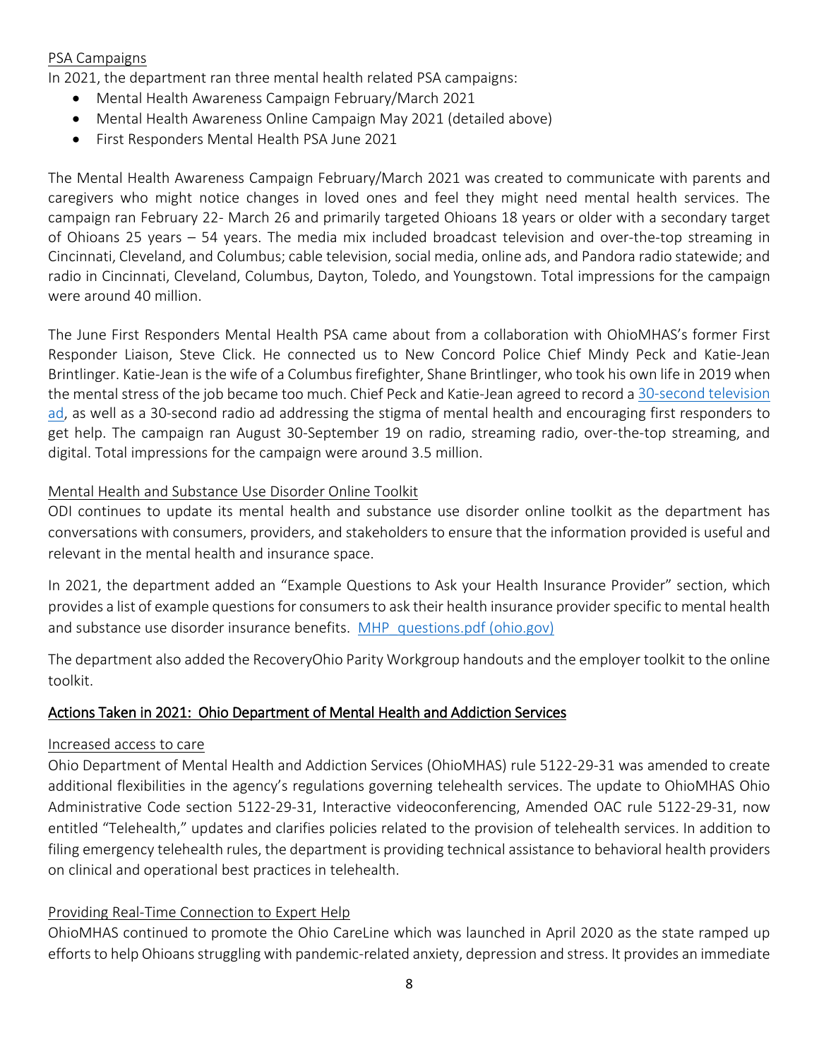PSA Campaigns

In 2021, the department ran three mental health related PSA campaigns:

- Mental Health Awareness Campaign February/March 2021
- Mental Health Awareness Online Campaign May 2021 (detailed above)
- First Responders Mental Health PSA June 2021

The Mental Health Awareness Campaign February/March 2021 was created to communicate with parents and caregivers who might notice changes in loved ones and feel they might need mental health services. The campaign ran February 22- March 26 and primarily targeted Ohioans 18 years or older with a secondary target of Ohioans 25 years – 54 years. The media mix included broadcast television and over-the-top streaming in Cincinnati, Cleveland, and Columbus; cable television, social media, online ads, and Pandora radio statewide; and radio in Cincinnati, Cleveland, Columbus, Dayton, Toledo, and Youngstown. Total impressions for the campaign were around 40 million.

The June First Responders Mental Health PSA came about from a collaboration with OhioMHAS's former First Responder Liaison, Steve Click. He connected us to New Concord Police Chief Mindy Peck and Katie-Jean Brintlinger. Katie-Jean is the wife of a Columbus firefighter, Shane Brintlinger, who took his own life in 2019 when the mental stress of the job became too much. Chief Peck and Katie-Jean agreed to record a 30-second television ad, as well as a 30-second radio ad addressing the stigma of mental health and encouraging first responders to get help. The campaign ran August 30-September 19 on radio, streaming radio, over-the-top streaming, and digital. Total impressions for the campaign were around 3.5 million.

Mental Health and Substance Use Disorder Online Toolkit

ODI continues to update its mental health and substance use disorder online toolkit as the department has conversations with consumers, providers, and stakeholders to ensure that the information provided is useful and relevant in the mental health and insurance space.

In 2021, the department added an "Example Questions to Ask your Health Insurance Provider" section, which provides a list of example questions for consumers to ask their health insurance provider specific to mental health and substance use disorder insurance benefits. MHP_questions.pdf (ohio.gov)

The department also added the RecoveryOhio Parity Workgroup handouts and the employer toolkit to the online toolkit.

## Actions Taken in 2021: Ohio Department of Mental Health and Addiction Services

Increased access to care

Ohio Department of Mental Health and Addiction Services (OhioMHAS) rule 5122-29-31 was amended to create additional flexibilities in the agency's regulations governing telehealth services. The update to OhioMHAS Ohio Administrative Code section 5122-29-31, Interactive videoconferencing, Amended OAC rule 5122-29-31, now entitled "Telehealth," updates and clarifies policies related to the provision of telehealth services. In addition to filing emergency telehealth rules, the department is providing technical assistance to behavioral health providers on clinical and operational best practices in telehealth.

Providing Real-Time Connection to Expert Help

OhioMHAS continued to promote the Ohio CareLine which was launched in April 2020 as the state ramped up efforts to help Ohioans struggling with pandemic-related anxiety, depression and stress. It provides an immediate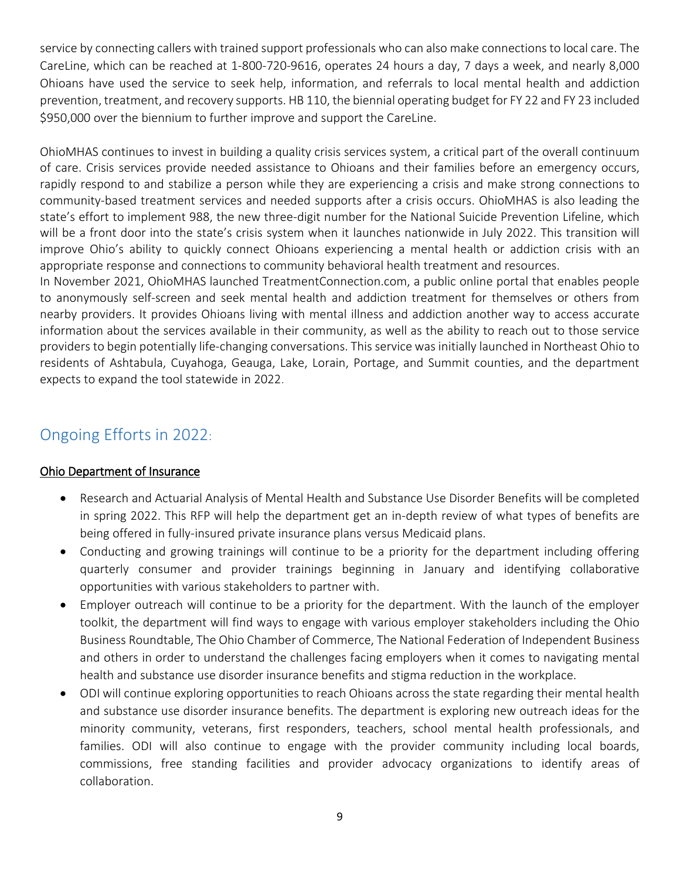service by connecting callers with trained support professionals who can also make connections to local care. The CareLine, which can be reached at 1-800-720-9616, operates 24 hours a day, 7 days a week, and nearly 8,000 Ohioans have used the service to seek help, information, and referrals to local mental health and addiction prevention, treatment, and recovery supports. HB 110, the biennial operating budget for FY 22 and FY 23 included $950,000 over the biennium to further improve and support the CareLine.

OhioMHAS continues to invest in building a quality crisis services system, a critical part of the overall continuum of care. Crisis services provide needed assistance to Ohioans and their families before an emergency occurs, rapidly respond to and stabilize a person while they are experiencing a crisis and make strong connections to community-based treatment services and needed supports after a crisis occurs. OhioMHAS is also leading the state's effort to implement 988, the new three-digit number for the National Suicide Prevention Lifeline, which will be a front door into the state's crisis system when it launches nationwide in July 2022. This transition will improve Ohio's ability to quickly connect Ohioans experiencing a mental health or addiction crisis with an appropriate response and connections to community behavioral health treatment and resources.

In November 2021, OhioMHAS launched TreatmentConnection.com, a public online portal that enables people to anonymously self-screen and seek mental health and addiction treatment for themselves or others from nearby providers. It provides Ohioans living with mental illness and addiction another way to access accurate information about the services available in their community, as well as the ability to reach out to those service providers to begin potentially life-changing conversations. This service was initially launched in Northeast Ohio to residents of Ashtabula, Cuyahoga, Geauga, Lake, Lorain, Portage, and Summit counties, and the department expects to expand the tool statewide in 2022.

## Ongoing Efforts in 2022:

### Ohio Department of Insurance

- Research and Actuarial Analysis of Mental Health and Substance Use Disorder Benefits will be completed in spring 2022. This RFP will help the department get an in-depth review of what types of benefits are being offered in fully-insured private insurance plans versus Medicaid plans.
- Conducting and growing trainings will continue to be a priority for the department including offering quarterly consumer and provider trainings beginning in January and identifying collaborative opportunities with various stakeholders to partner with.
- Employer outreach will continue to be a priority for the department. With the launch of the employer toolkit, the department will find ways to engage with various employer stakeholders including the Ohio Business Roundtable, The Ohio Chamber of Commerce, The National Federation of Independent Business and others in order to understand the challenges facing employers when it comes to navigating mental health and substance use disorder insurance benefits and stigma reduction in the workplace.
- ODI will continue exploring opportunities to reach Ohioans across the state regarding their mental health and substance use disorder insurance benefits. The department is exploring new outreach ideas for the minority community, veterans, first responders, teachers, school mental health professionals, and families. ODI will also continue to engage with the provider community including local boards, commissions, free standing facilities and provider advocacy organizations to identify areas of collaboration.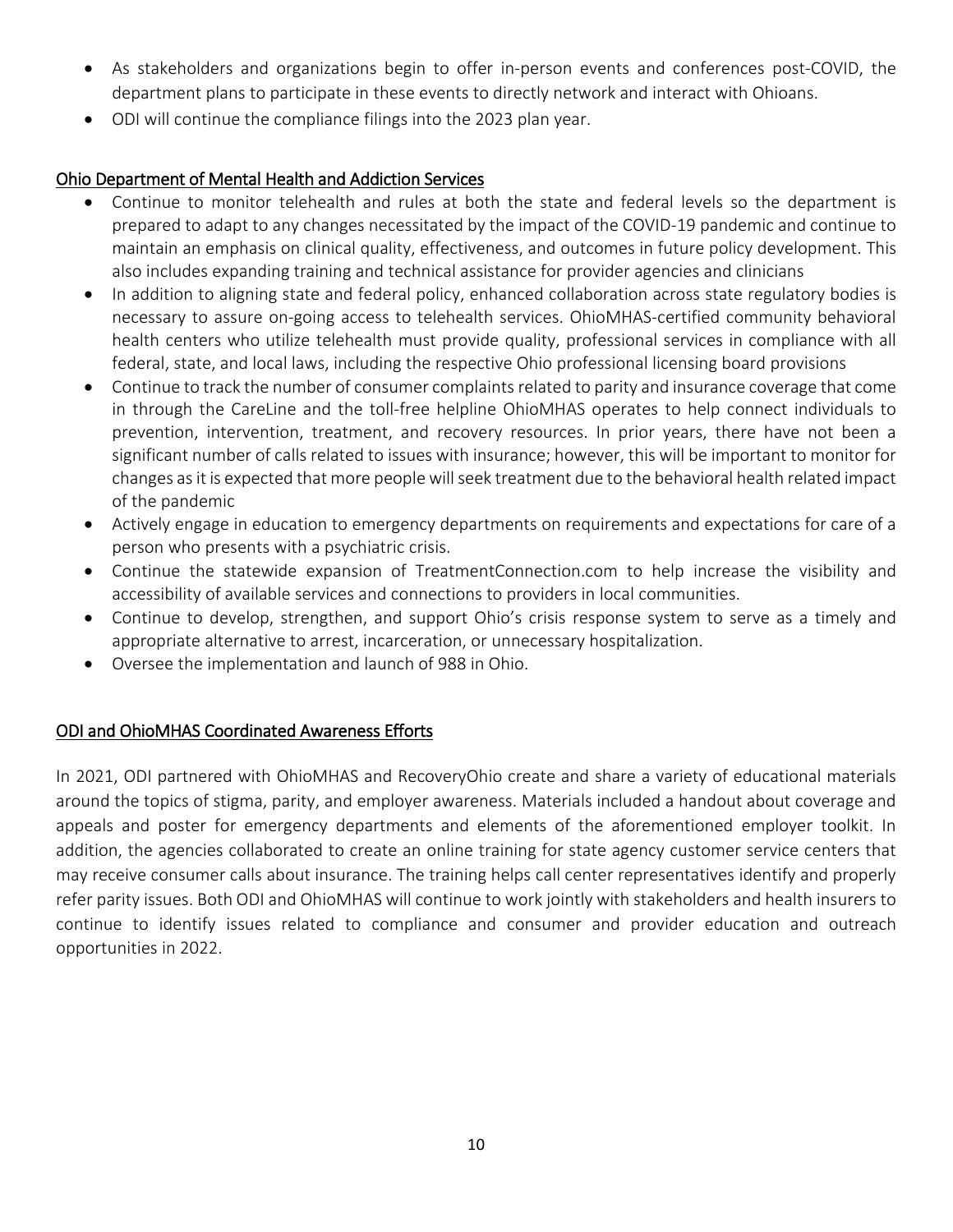- As stakeholders and organizations begin to offer in-person events and conferences post-COVID, the department plans to participate in these events to directly network and interact with Ohioans.
- ODI will continue the compliance filings into the 2023 plan year.

## Ohio Department of Mental Health and Addiction Services

- Continue to monitor telehealth and rules at both the state and federal levels so the department is prepared to adapt to any changes necessitated by the impact of the COVID-19 pandemic and continue to maintain an emphasis on clinical quality, effectiveness, and outcomes in future policy development. This also includes expanding training and technical assistance for provider agencies and clinicians
- In addition to aligning state and federal policy, enhanced collaboration across state regulatory bodies is necessary to assure on-going access to telehealth services. OhioMHAS-certified community behavioral health centers who utilize telehealth must provide quality, professional services in compliance with all federal, state, and local laws, including the respective Ohio professional licensing board provisions
- Continue to track the number of consumer complaints related to parity and insurance coverage that come in through the CareLine and the toll-free helpline OhioMHAS operates to help connect individuals to prevention, intervention, treatment, and recovery resources. In prior years, there have not been a significant number of calls related to issues with insurance; however, this will be important to monitor for changes as it is expected that more people will seek treatment due to the behavioral health related impact of the pandemic
- Actively engage in education to emergency departments on requirements and expectations for care of a person who presents with a psychiatric crisis.
- Continue the statewide expansion of TreatmentConnection.com to help increase the visibility and accessibility of available services and connections to providers in local communities.
- Continue to develop, strengthen, and support Ohio's crisis response system to serve as a timely and appropriate alternative to arrest, incarceration, or unnecessary hospitalization.
- Oversee the implementation and launch of 988 in Ohio.

## ODI and OhioMHAS Coordinated Awareness Efforts

In 2021, ODI partnered with OhioMHAS and RecoveryOhio create and share a variety of educational materials around the topics of stigma, parity, and employer awareness. Materials included a handout about coverage and appeals and poster for emergency departments and elements of the aforementioned employer toolkit. In addition, the agencies collaborated to create an online training for state agency customer service centers that may receive consumer calls about insurance. The training helps call center representatives identify and properly refer parity issues. Both ODI and OhioMHAS will continue to work jointly with stakeholders and health insurers to continue to identify issues related to compliance and consumer and provider education and outreach opportunities in 2022.